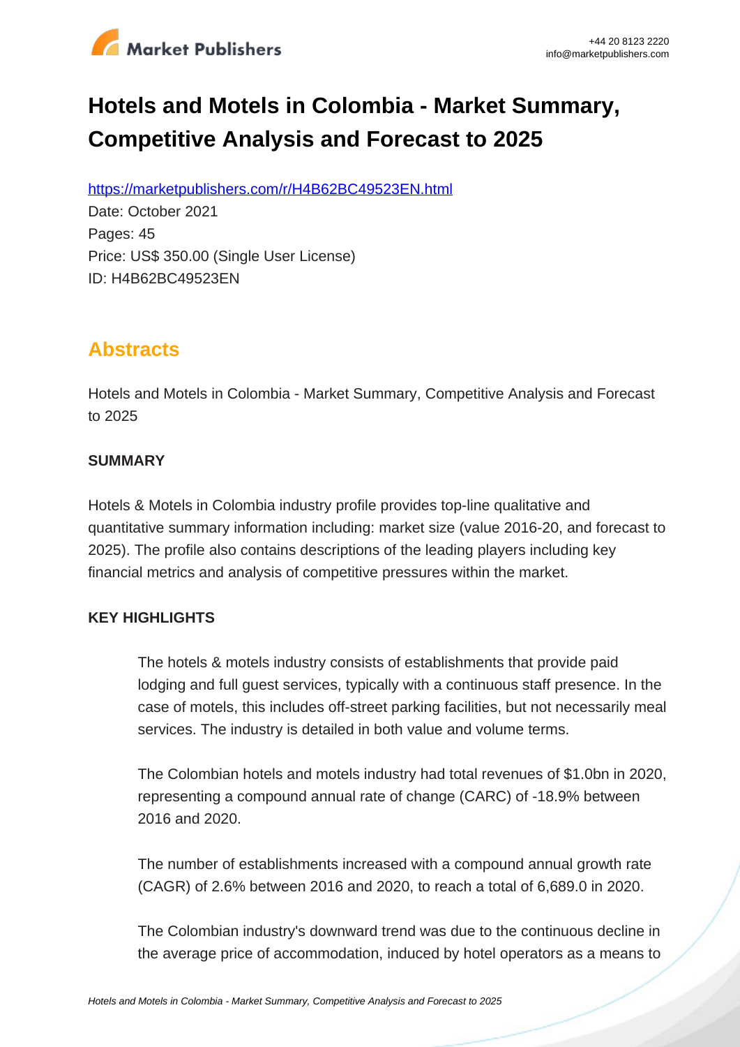# Hotels and Motels in Colombia - Market Summary, Competitive Analysis and Forecast to 2025

https://marketpublishers.com/r/H4B62BC49523EN.html

Date: October 2021

Pages: 45

Price: US$ 350.00 (Single User License)

ID: H4B62BC49523EN

## Abstracts

Hotels and Motels in Colombia - Market Summary, Competitive Analysis and Forecast to 2025

**SUMMARY**

Hotels & Motels in Colombia industry profile provides top-line qualitative and quantitative summary information including: market size (value 2016-20, and forecast to 2025). The profile also contains descriptions of the leading players including key financial metrics and analysis of competitive pressures within the market.

**KEY HIGHLIGHTS**

The hotels & motels industry consists of establishments that provide paid lodging and full guest services, typically with a continuous staff presence. In the case of motels, this includes off-street parking facilities, but not necessarily meal services. The industry is detailed in both value and volume terms.

The Colombian hotels and motels industry had total revenues of $1.0bn in 2020, representing a compound annual rate of change (CARC) of -18.9% between 2016 and 2020.

The number of establishments increased with a compound annual growth rate (CAGR) of 2.6% between 2016 and 2020, to reach a total of 6,689.0 in 2020.

The Colombian industry's downward trend was due to the continuous decline in the average price of accommodation, induced by hotel operators as a means to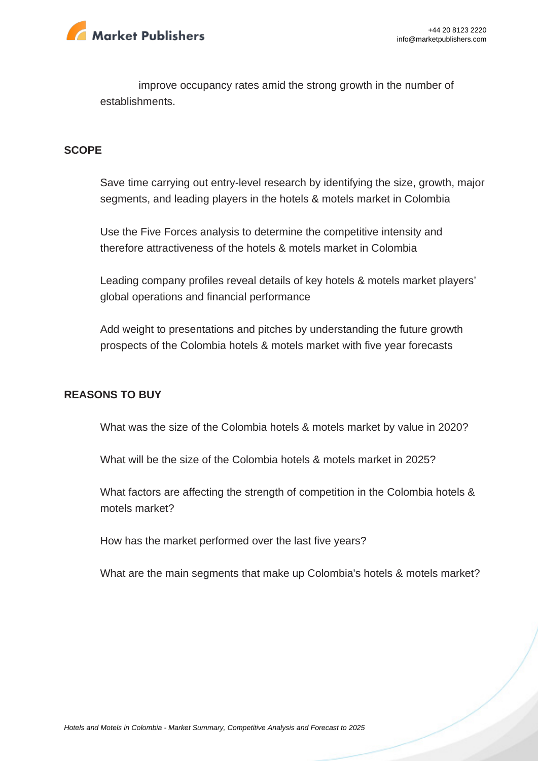improve occupancy rates amid the strong growth in the number of establishments.

## SCOPE

- Save time carrying out entry-level research by identifying the size, growth, major segments, and leading players in the hotels & motels market in Colombia
- Use the Five Forces analysis to determine the competitive intensity and therefore attractiveness of the hotels & motels market in Colombia
- Leading company profiles reveal details of key hotels & motels market players' global operations and financial performance
- Add weight to presentations and pitches by understanding the future growth prospects of the Colombia hotels & motels market with five year forecasts

## REASONS TO BUY

- What was the size of the Colombia hotels & motels market by value in 2020?
- What will be the size of the Colombia hotels & motels market in 2025?
- What factors are affecting the strength of competition in the Colombia hotels & motels market?
- How has the market performed over the last five years?
- What are the main segments that make up Colombia's hotels & motels market?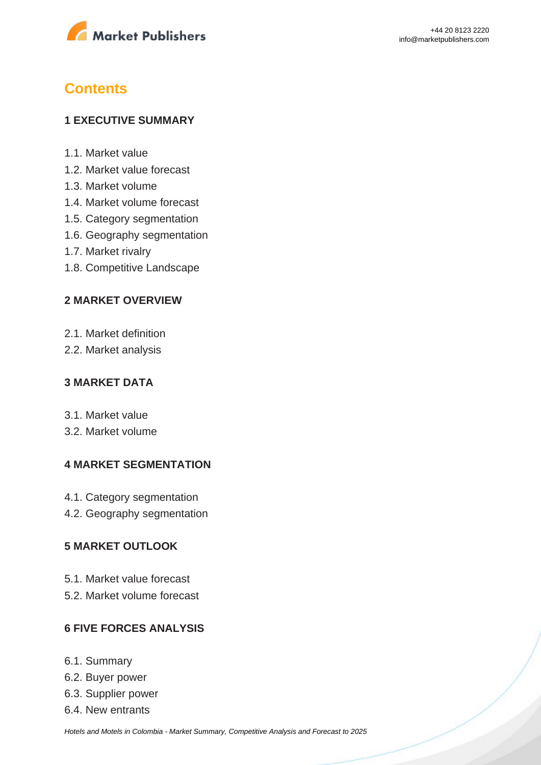## Contents

### 1 EXECUTIVE SUMMARY

1.1. Market value
1.2. Market value forecast
1.3. Market volume
1.4. Market volume forecast
1.5. Category segmentation
1.6. Geography segmentation
1.7. Market rivalry
1.8. Competitive Landscape

### 2 MARKET OVERVIEW

2.1. Market definition
2.2. Market analysis

### 3 MARKET DATA

3.1. Market value
3.2. Market volume

### 4 MARKET SEGMENTATION

4.1. Category segmentation
4.2. Geography segmentation

### 5 MARKET OUTLOOK

5.1. Market value forecast
5.2. Market volume forecast

### 6 FIVE FORCES ANALYSIS

6.1. Summary
6.2. Buyer power
6.3. Supplier power
6.4. New entrants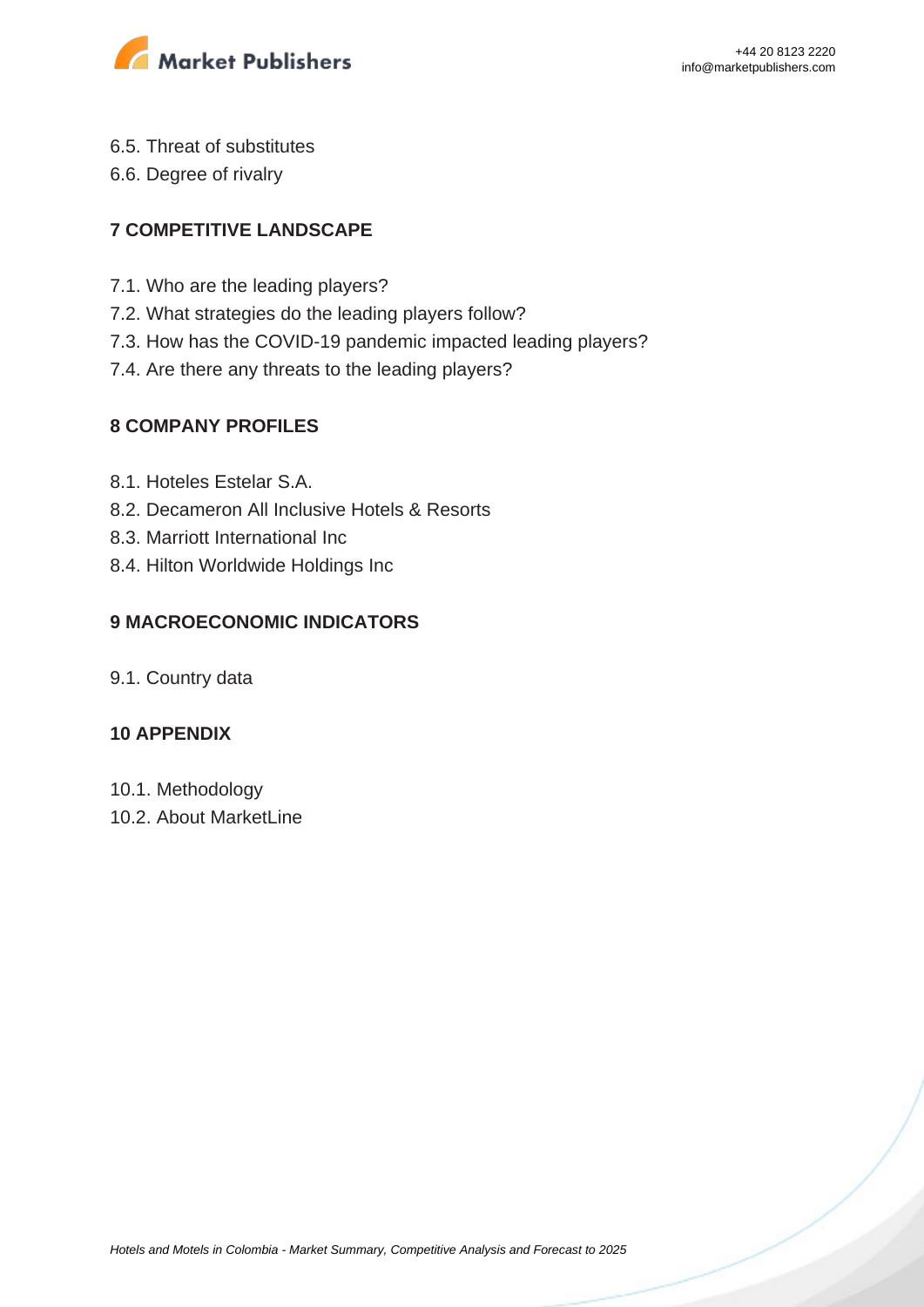6.5. Threat of substitutes
6.6. Degree of rivalry

## 7 COMPETITIVE LANDSCAPE

7.1. Who are the leading players?
7.2. What strategies do the leading players follow?
7.3. How has the COVID-19 pandemic impacted leading players?
7.4. Are there any threats to the leading players?

## 8 COMPANY PROFILES

8.1. Hoteles Estelar S.A.
8.2. Decameron All Inclusive Hotels & Resorts
8.3. Marriott International Inc
8.4. Hilton Worldwide Holdings Inc

## 9 MACROECONOMIC INDICATORS

9.1. Country data

## 10 APPENDIX

10.1. Methodology
10.2. About MarketLine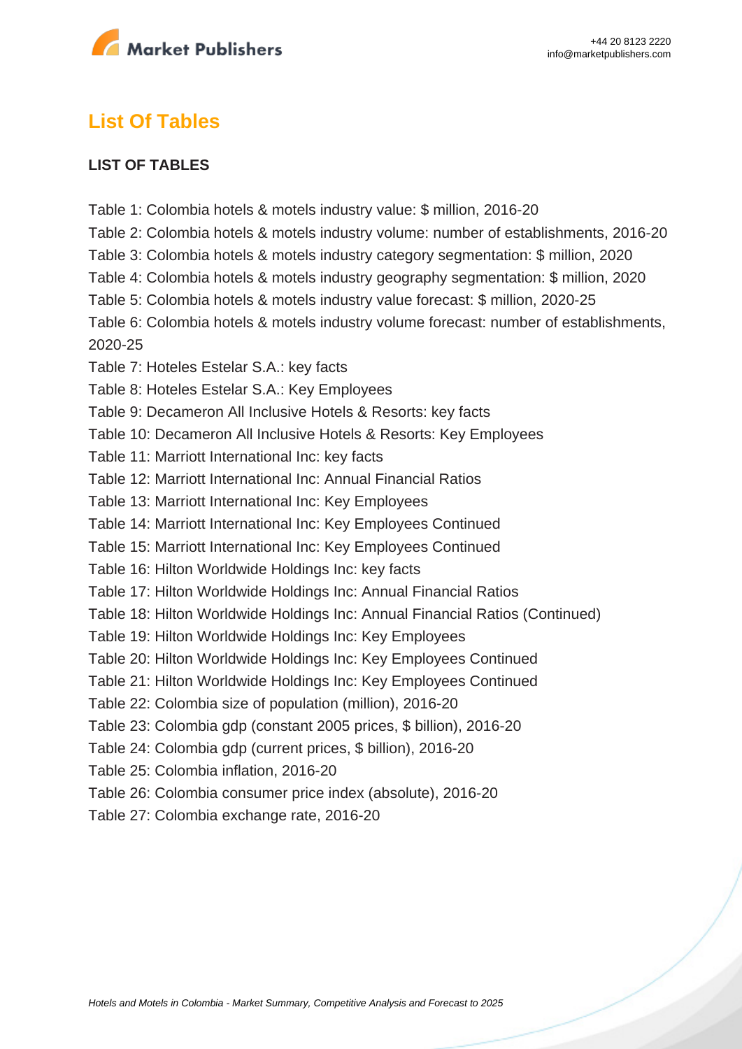## List Of Tables

### LIST OF TABLES

Table 1: Colombia hotels & motels industry value: $ million, 2016-20
Table 2: Colombia hotels & motels industry volume: number of establishments, 2016-20
Table 3: Colombia hotels & motels industry category segmentation: $ million, 2020
Table 4: Colombia hotels & motels industry geography segmentation: $ million, 2020
Table 5: Colombia hotels & motels industry value forecast: $ million, 2020-25
Table 6: Colombia hotels & motels industry volume forecast: number of establishments, 2020-25
Table 7: Hoteles Estelar S.A.: key facts
Table 8: Hoteles Estelar S.A.: Key Employees
Table 9: Decameron All Inclusive Hotels & Resorts: key facts
Table 10: Decameron All Inclusive Hotels & Resorts: Key Employees
Table 11: Marriott International Inc: key facts
Table 12: Marriott International Inc: Annual Financial Ratios
Table 13: Marriott International Inc: Key Employees
Table 14: Marriott International Inc: Key Employees Continued
Table 15: Marriott International Inc: Key Employees Continued
Table 16: Hilton Worldwide Holdings Inc: key facts
Table 17: Hilton Worldwide Holdings Inc: Annual Financial Ratios
Table 18: Hilton Worldwide Holdings Inc: Annual Financial Ratios (Continued)
Table 19: Hilton Worldwide Holdings Inc: Key Employees
Table 20: Hilton Worldwide Holdings Inc: Key Employees Continued
Table 21: Hilton Worldwide Holdings Inc: Key Employees Continued
Table 22: Colombia size of population (million), 2016-20
Table 23: Colombia gdp (constant 2005 prices, $ billion), 2016-20
Table 24: Colombia gdp (current prices, $ billion), 2016-20
Table 25: Colombia inflation, 2016-20
Table 26: Colombia consumer price index (absolute), 2016-20
Table 27: Colombia exchange rate, 2016-20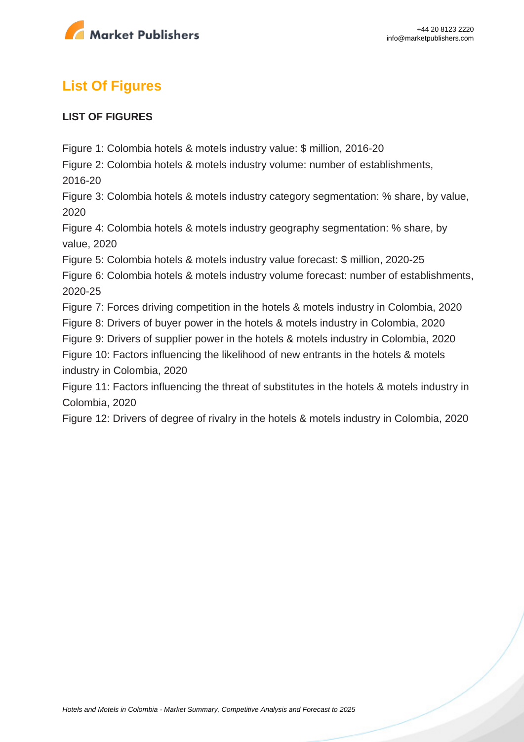## List Of Figures

**LIST OF FIGURES**

Figure 1: Colombia hotels & motels industry value: $ million, 2016-20

Figure 2: Colombia hotels & motels industry volume: number of establishments, 2016-20

Figure 3: Colombia hotels & motels industry category segmentation: % share, by value, 2020

Figure 4: Colombia hotels & motels industry geography segmentation: % share, by value, 2020

Figure 5: Colombia hotels & motels industry value forecast: $ million, 2020-25

Figure 6: Colombia hotels & motels industry volume forecast: number of establishments, 2020-25

Figure 7: Forces driving competition in the hotels & motels industry in Colombia, 2020

Figure 8: Drivers of buyer power in the hotels & motels industry in Colombia, 2020

Figure 9: Drivers of supplier power in the hotels & motels industry in Colombia, 2020

Figure 10: Factors influencing the likelihood of new entrants in the hotels & motels industry in Colombia, 2020

Figure 11: Factors influencing the threat of substitutes in the hotels & motels industry in Colombia, 2020

Figure 12: Drivers of degree of rivalry in the hotels & motels industry in Colombia, 2020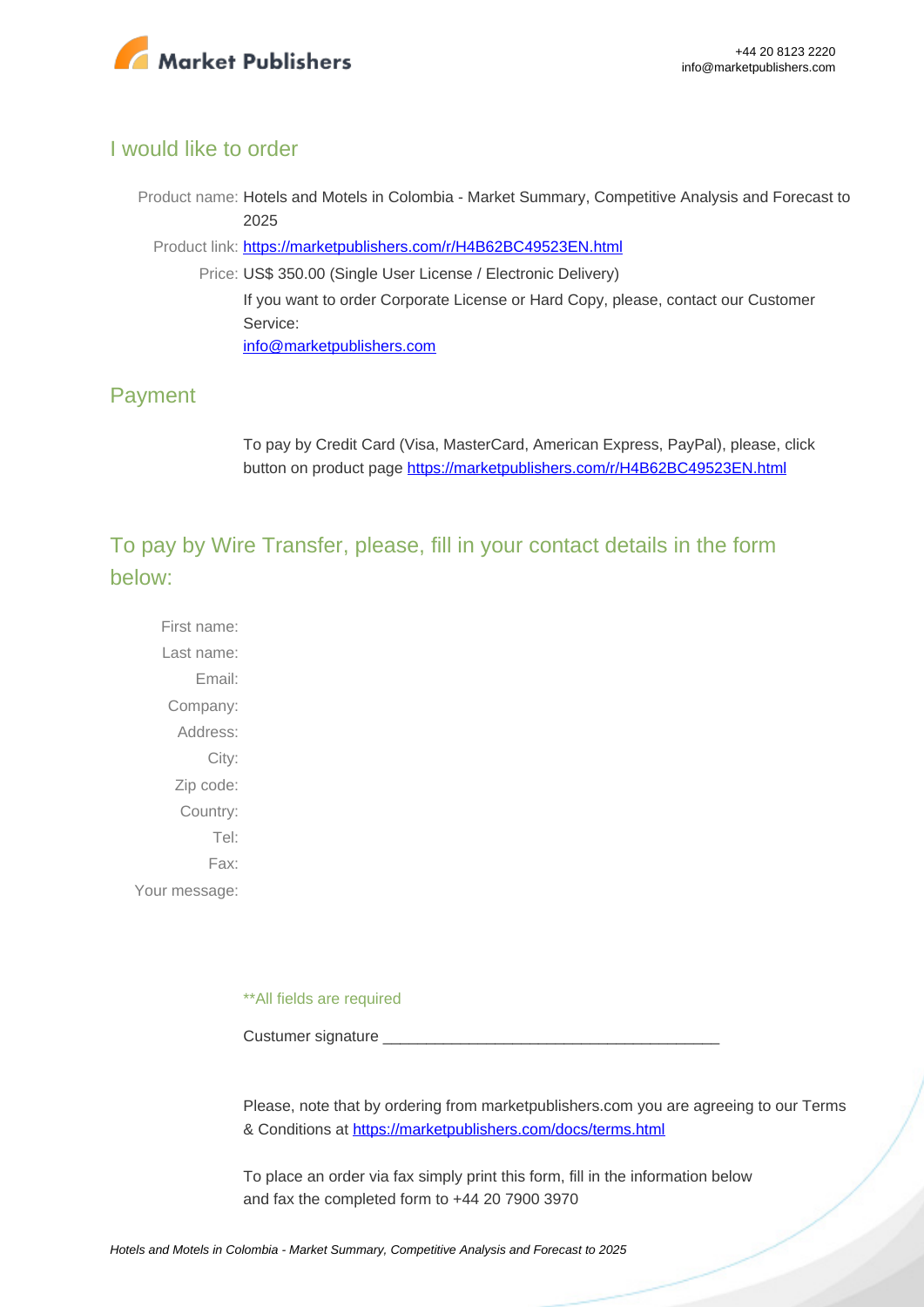## I would like to order

Product name: Hotels and Motels in Colombia - Market Summary, Competitive Analysis and Forecast to 2025

Product link: [https://marketpublishers.com/r/H4B62BC49523EN.html](https://marketpublishers.com/r/H4B62BC49523EN.html)

Price: US$ 350.00 (Single User License / Electronic Delivery)

If you want to order Corporate License or Hard Copy, please, contact our Customer Service:

[info@marketpublishers.com](mailto:info@marketpublishers.com)

## Payment

To pay by Credit Card (Visa, MasterCard, American Express, PayPal), please, click button on product page [https://marketpublishers.com/r/H4B62BC49523EN.html](https://marketpublishers.com/r/H4B62BC49523EN.html)

## To pay by Wire Transfer, please, fill in your contact details in the form below:

First name:

Last name:

Email:

Company:

Address:

City:

Zip code:

Country:

Tel:

Fax:

Your message:

**All fields are required

Custumer signature _______________________________________

Please, note that by ordering from marketpublishers.com you are agreeing to our Terms & Conditions at [https://marketpublishers.com/docs/terms.html](https://marketpublishers.com/docs/terms.html)

To place an order via fax simply print this form, fill in the information below and fax the completed form to +44 20 7900 3970